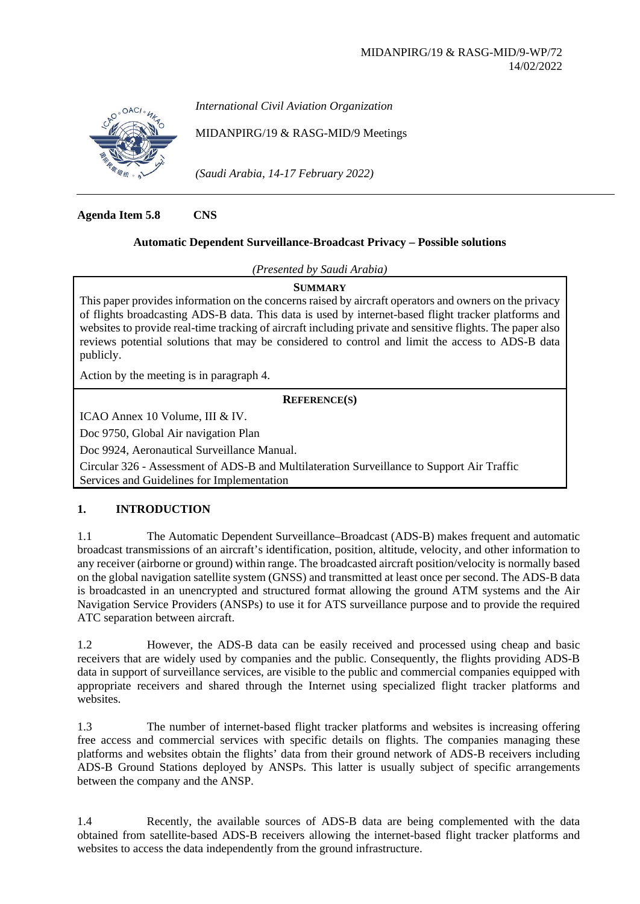MIDANPIRG/19 & RASG-MID/9-WP/72
14/02/2022

*International Civil Aviation Organization*

MIDANPIRG/19 & RASG-MID/9 Meetings

*(Saudi Arabia, 14-17 February 2022)*

**Agenda Item 5.8 CNS**

**Automatic Dependent Surveillance-Broadcast Privacy – Possible solutions**

*(Presented by Saudi Arabia)*

**SUMMARY**

This paper provides information on the concerns raised by aircraft operators and owners on the privacy of flights broadcasting ADS-B data. This data is used by internet-based flight tracker platforms and websites to provide real-time tracking of aircraft including private and sensitive flights. The paper also reviews potential solutions that may be considered to control and limit the access to ADS-B data publicly.

Action by the meeting is in paragraph 4.

**REFERENCE(S)**

ICAO Annex 10 Volume, III & IV.

Doc 9750, Global Air navigation Plan

Doc 9924, Aeronautical Surveillance Manual.

Circular 326 - Assessment of ADS-B and Multilateration Surveillance to Support Air Traffic Services and Guidelines for Implementation

## 1. INTRODUCTION

1.1 The Automatic Dependent Surveillance–Broadcast (ADS-B) makes frequent and automatic broadcast transmissions of an aircraft's identification, position, altitude, velocity, and other information to any receiver (airborne or ground) within range. The broadcasted aircraft position/velocity is normally based on the global navigation satellite system (GNSS) and transmitted at least once per second. The ADS-B data is broadcasted in an unencrypted and structured format allowing the ground ATM systems and the Air Navigation Service Providers (ANSPs) to use it for ATS surveillance purpose and to provide the required ATC separation between aircraft.

1.2 However, the ADS-B data can be easily received and processed using cheap and basic receivers that are widely used by companies and the public. Consequently, the flights providing ADS-B data in support of surveillance services, are visible to the public and commercial companies equipped with appropriate receivers and shared through the Internet using specialized flight tracker platforms and websites.

1.3 The number of internet-based flight tracker platforms and websites is increasing offering free access and commercial services with specific details on flights. The companies managing these platforms and websites obtain the flights' data from their ground network of ADS-B receivers including ADS-B Ground Stations deployed by ANSPs. This latter is usually subject of specific arrangements between the company and the ANSP.

1.4 Recently, the available sources of ADS-B data are being complemented with the data obtained from satellite-based ADS-B receivers allowing the internet-based flight tracker platforms and websites to access the data independently from the ground infrastructure.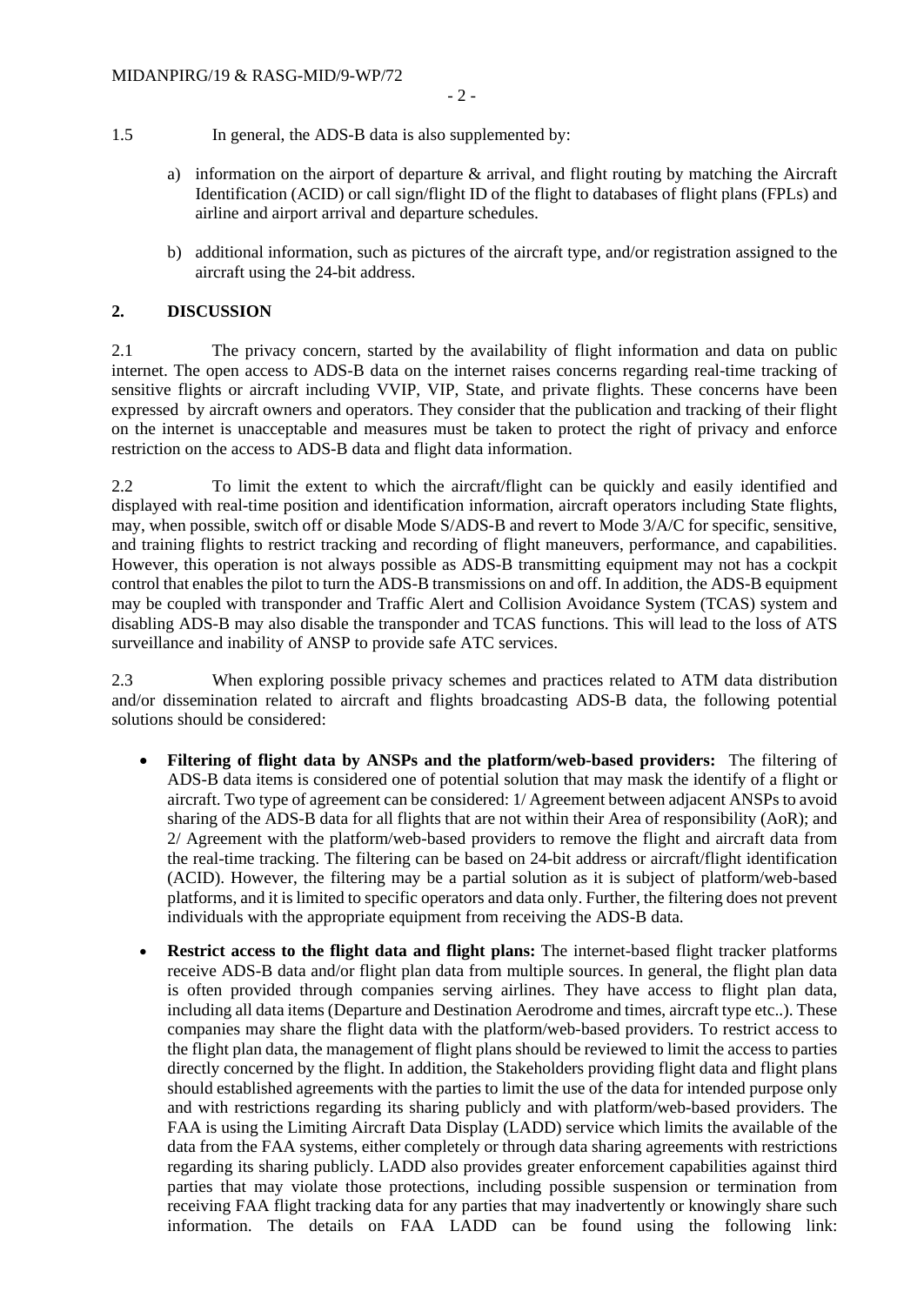1.5 In general, the ADS-B data is also supplemented by:

a) information on the airport of departure & arrival, and flight routing by matching the Aircraft Identification (ACID) or call sign/flight ID of the flight to databases of flight plans (FPLs) and airline and airport arrival and departure schedules.

b) additional information, such as pictures of the aircraft type, and/or registration assigned to the aircraft using the 24-bit address.

## 2. DISCUSSION

2.1 The privacy concern, started by the availability of flight information and data on public internet. The open access to ADS-B data on the internet raises concerns regarding real-time tracking of sensitive flights or aircraft including VVIP, VIP, State, and private flights. These concerns have been expressed by aircraft owners and operators. They consider that the publication and tracking of their flight on the internet is unacceptable and measures must be taken to protect the right of privacy and enforce restriction on the access to ADS-B data and flight data information.

2.2 To limit the extent to which the aircraft/flight can be quickly and easily identified and displayed with real-time position and identification information, aircraft operators including State flights, may, when possible, switch off or disable Mode S/ADS-B and revert to Mode 3/A/C for specific, sensitive, and training flights to restrict tracking and recording of flight maneuvers, performance, and capabilities. However, this operation is not always possible as ADS-B transmitting equipment may not has a cockpit control that enables the pilot to turn the ADS-B transmissions on and off. In addition, the ADS-B equipment may be coupled with transponder and Traffic Alert and Collision Avoidance System (TCAS) system and disabling ADS-B may also disable the transponder and TCAS functions. This will lead to the loss of ATS surveillance and inability of ANSP to provide safe ATC services.

2.3 When exploring possible privacy schemes and practices related to ATM data distribution and/or dissemination related to aircraft and flights broadcasting ADS-B data, the following potential solutions should be considered:

- **Filtering of flight data by ANSPs and the platform/web-based providers:** The filtering of ADS-B data items is considered one of potential solution that may mask the identify of a flight or aircraft. Two type of agreement can be considered: 1/ Agreement between adjacent ANSPs to avoid sharing of the ADS-B data for all flights that are not within their Area of responsibility (AoR); and 2/ Agreement with the platform/web-based providers to remove the flight and aircraft data from the real-time tracking. The filtering can be based on 24-bit address or aircraft/flight identification (ACID). However, the filtering may be a partial solution as it is subject of platform/web-based platforms, and it is limited to specific operators and data only. Further, the filtering does not prevent individuals with the appropriate equipment from receiving the ADS-B data.

- **Restrict access to the flight data and flight plans:** The internet-based flight tracker platforms receive ADS-B data and/or flight plan data from multiple sources. In general, the flight plan data is often provided through companies serving airlines. They have access to flight plan data, including all data items (Departure and Destination Aerodrome and times, aircraft type etc..). These companies may share the flight data with the platform/web-based providers. To restrict access to the flight plan data, the management of flight plans should be reviewed to limit the access to parties directly concerned by the flight. In addition, the Stakeholders providing flight data and flight plans should established agreements with the parties to limit the use of the data for intended purpose only and with restrictions regarding its sharing publicly and with platform/web-based providers. The FAA is using the Limiting Aircraft Data Display (LADD) service which limits the available of the data from the FAA systems, either completely or through data sharing agreements with restrictions regarding its sharing publicly. LADD also provides greater enforcement capabilities against third parties that may violate those protections, including possible suspension or termination from receiving FAA flight tracking data for any parties that may inadvertently or knowingly share such information. The details on FAA LADD can be found using the following link: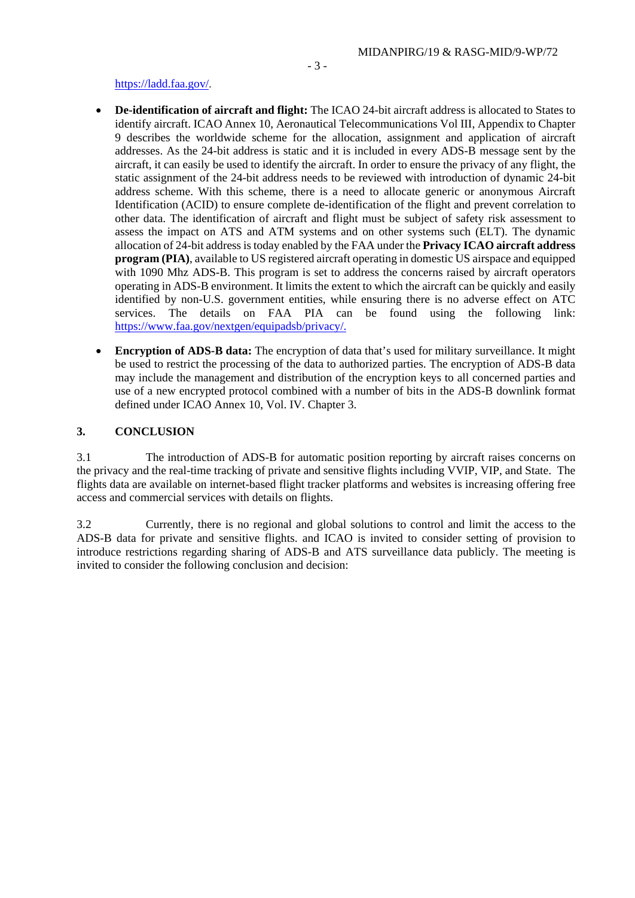https://ladd.faa.gov/.

- **De-identification of aircraft and flight:** The ICAO 24-bit aircraft address is allocated to States to identify aircraft. ICAO Annex 10, Aeronautical Telecommunications Vol III, Appendix to Chapter 9 describes the worldwide scheme for the allocation, assignment and application of aircraft addresses. As the 24-bit address is static and it is included in every ADS-B message sent by the aircraft, it can easily be used to identify the aircraft. In order to ensure the privacy of any flight, the static assignment of the 24-bit address needs to be reviewed with introduction of dynamic 24-bit address scheme. With this scheme, there is a need to allocate generic or anonymous Aircraft Identification (ACID) to ensure complete de-identification of the flight and prevent correlation to other data. The identification of aircraft and flight must be subject of safety risk assessment to assess the impact on ATS and ATM systems and on other systems such (ELT). The dynamic allocation of 24-bit address is today enabled by the FAA under the **Privacy ICAO aircraft address program (PIA)**, available to US registered aircraft operating in domestic US airspace and equipped with 1090 Mhz ADS-B. This program is set to address the concerns raised by aircraft operators operating in ADS-B environment. It limits the extent to which the aircraft can be quickly and easily identified by non-U.S. government entities, while ensuring there is no adverse effect on ATC services. The details on FAA PIA can be found using the following link: https://www.faa.gov/nextgen/equipadsb/privacy/.

- **Encryption of ADS-B data:** The encryption of data that's used for military surveillance. It might be used to restrict the processing of the data to authorized parties. The encryption of ADS-B data may include the management and distribution of the encryption keys to all concerned parties and use of a new encrypted protocol combined with a number of bits in the ADS-B downlink format defined under ICAO Annex 10, Vol. IV. Chapter 3.

## 3. CONCLUSION

3.1 The introduction of ADS-B for automatic position reporting by aircraft raises concerns on the privacy and the real-time tracking of private and sensitive flights including VVIP, VIP, and State. The flights data are available on internet-based flight tracker platforms and websites is increasing offering free access and commercial services with details on flights.

3.2 Currently, there is no regional and global solutions to control and limit the access to the ADS-B data for private and sensitive flights. and ICAO is invited to consider setting of provision to introduce restrictions regarding sharing of ADS-B and ATS surveillance data publicly. The meeting is invited to consider the following conclusion and decision: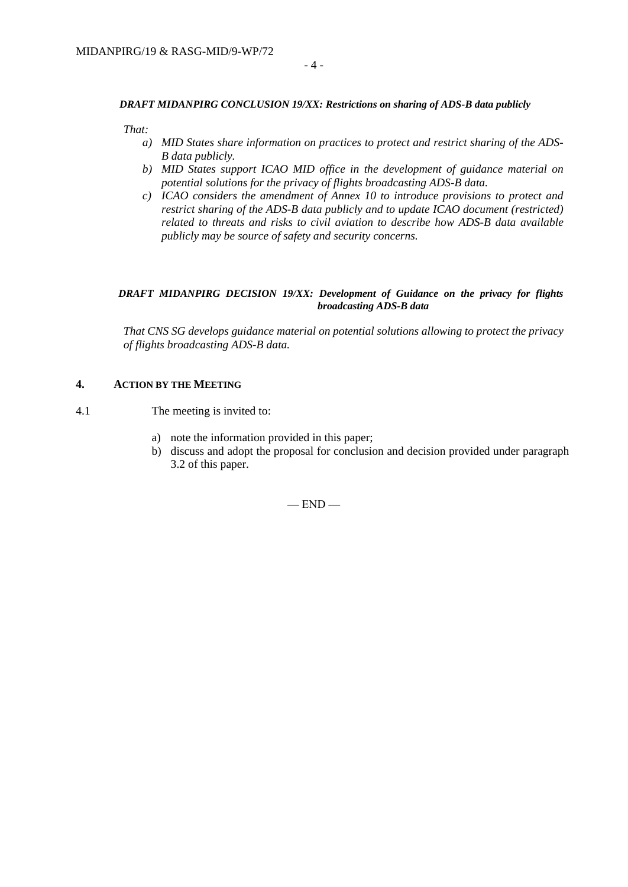***DRAFT MIDANPIRG CONCLUSION 19/XX: Restrictions on sharing of ADS-B data publicly***

*That:*

*a) MID States share information on practices to protect and restrict sharing of the ADS-B data publicly.*

*b) MID States support ICAO MID office in the development of guidance material on potential solutions for the privacy of flights broadcasting ADS-B data.*

*c) ICAO considers the amendment of Annex 10 to introduce provisions to protect and restrict sharing of the ADS-B data publicly and to update ICAO document (restricted) related to threats and risks to civil aviation to describe how ADS-B data available publicly may be source of safety and security concerns.*

***DRAFT MIDANPIRG DECISION 19/XX: Development of Guidance on the privacy for flights broadcasting ADS-B data***

*That CNS SG develops guidance material on potential solutions allowing to protect the privacy of flights broadcasting ADS-B data.*

## 4. ACTION BY THE MEETING

4.1 The meeting is invited to:

a) note the information provided in this paper;
b) discuss and adopt the proposal for conclusion and decision provided under paragraph 3.2 of this paper.

— END —